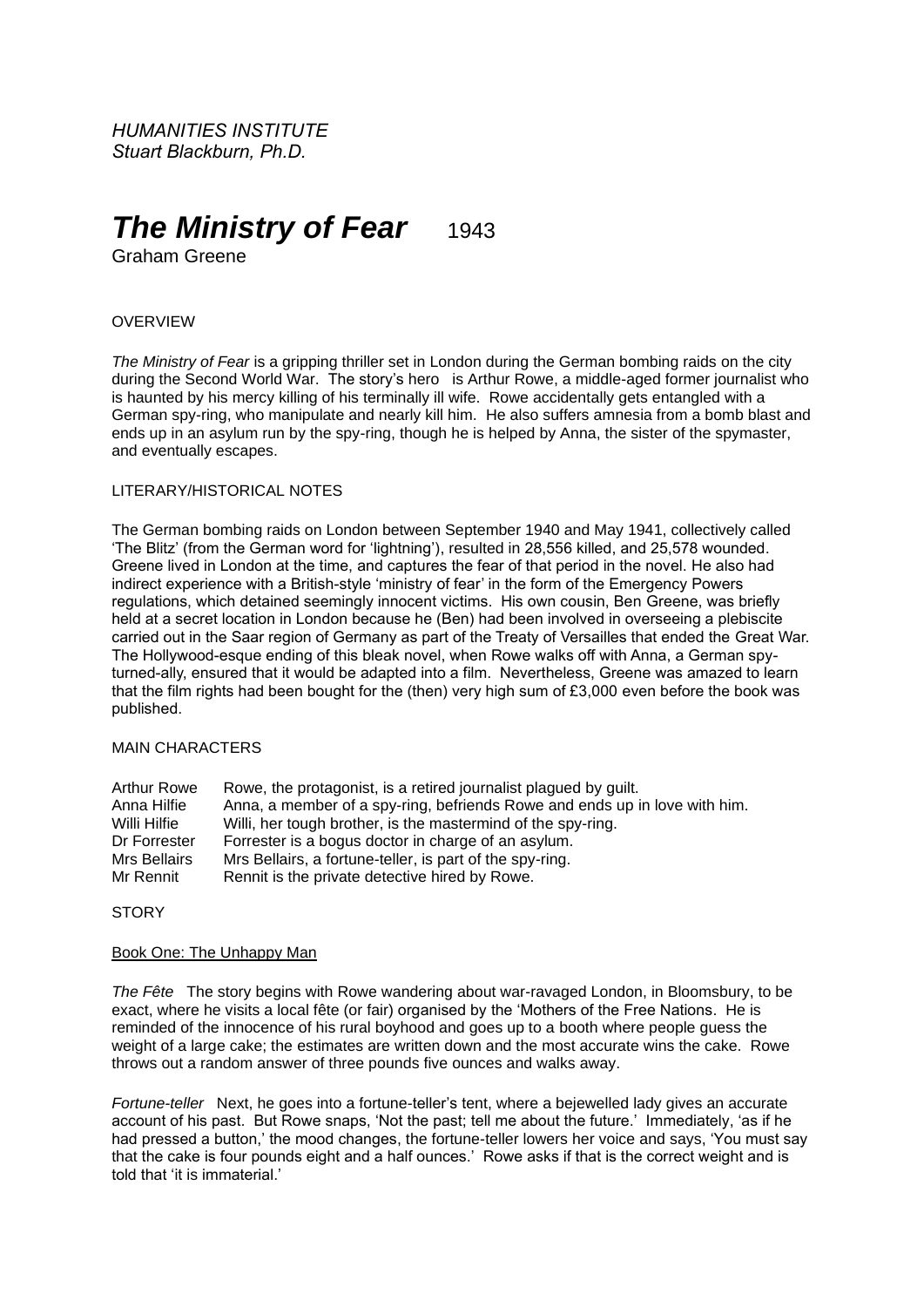*HUMANITIES INSTITUTE*
*Stuart Blackburn, Ph.D.*

# ***The Ministry of Fear*** 1943

Graham Greene

## OVERVIEW

*The Ministry of Fear* is a gripping thriller set in London during the German bombing raids on the city during the Second World War. The story's hero is Arthur Rowe, a middle-aged former journalist who is haunted by his mercy killing of his terminally ill wife. Rowe accidentally gets entangled with a German spy-ring, who manipulate and nearly kill him. He also suffers amnesia from a bomb blast and ends up in an asylum run by the spy-ring, though he is helped by Anna, the sister of the spymaster, and eventually escapes.

## LITERARY/HISTORICAL NOTES

The German bombing raids on London between September 1940 and May 1941, collectively called 'The Blitz' (from the German word for 'lightning'), resulted in 28,556 killed, and 25,578 wounded. Greene lived in London at the time, and captures the fear of that period in the novel. He also had indirect experience with a British-style 'ministry of fear' in the form of the Emergency Powers regulations, which detained seemingly innocent victims. His own cousin, Ben Greene, was briefly held at a secret location in London because he (Ben) had been involved in overseeing a plebiscite carried out in the Saar region of Germany as part of the Treaty of Versailles that ended the Great War. The Hollywood-esque ending of this bleak novel, when Rowe walks off with Anna, a German spy-turned-ally, ensured that it would be adapted into a film. Nevertheless, Greene was amazed to learn that the film rights had been bought for the (then) very high sum of £3,000 even before the book was published.

## MAIN CHARACTERS

| | |
|---|---|
| Arthur Rowe | Rowe, the protagonist, is a retired journalist plagued by guilt. |
| Anna Hilfie | Anna, a member of a spy-ring, befriends Rowe and ends up in love with him. |
| Willi Hilfie | Willi, her tough brother, is the mastermind of the spy-ring. |
| Dr Forrester | Forrester is a bogus doctor in charge of an asylum. |
| Mrs Bellairs | Mrs Bellairs, a fortune-teller, is part of the spy-ring. |
| Mr Rennit | Rennit is the private detective hired by Rowe. |

## STORY

### Book One: The Unhappy Man

*The Fête* The story begins with Rowe wandering about war-ravaged London, in Bloomsbury, to be exact, where he visits a local fête (or fair) organised by the 'Mothers of the Free Nations. He is reminded of the innocence of his rural boyhood and goes up to a booth where people guess the weight of a large cake; the estimates are written down and the most accurate wins the cake. Rowe throws out a random answer of three pounds five ounces and walks away.

*Fortune-teller* Next, he goes into a fortune-teller's tent, where a bejewelled lady gives an accurate account of his past. But Rowe snaps, 'Not the past; tell me about the future.' Immediately, 'as if he had pressed a button,' the mood changes, the fortune-teller lowers her voice and says, 'You must say that the cake is four pounds eight and a half ounces.' Rowe asks if that is the correct weight and is told that 'it is immaterial.'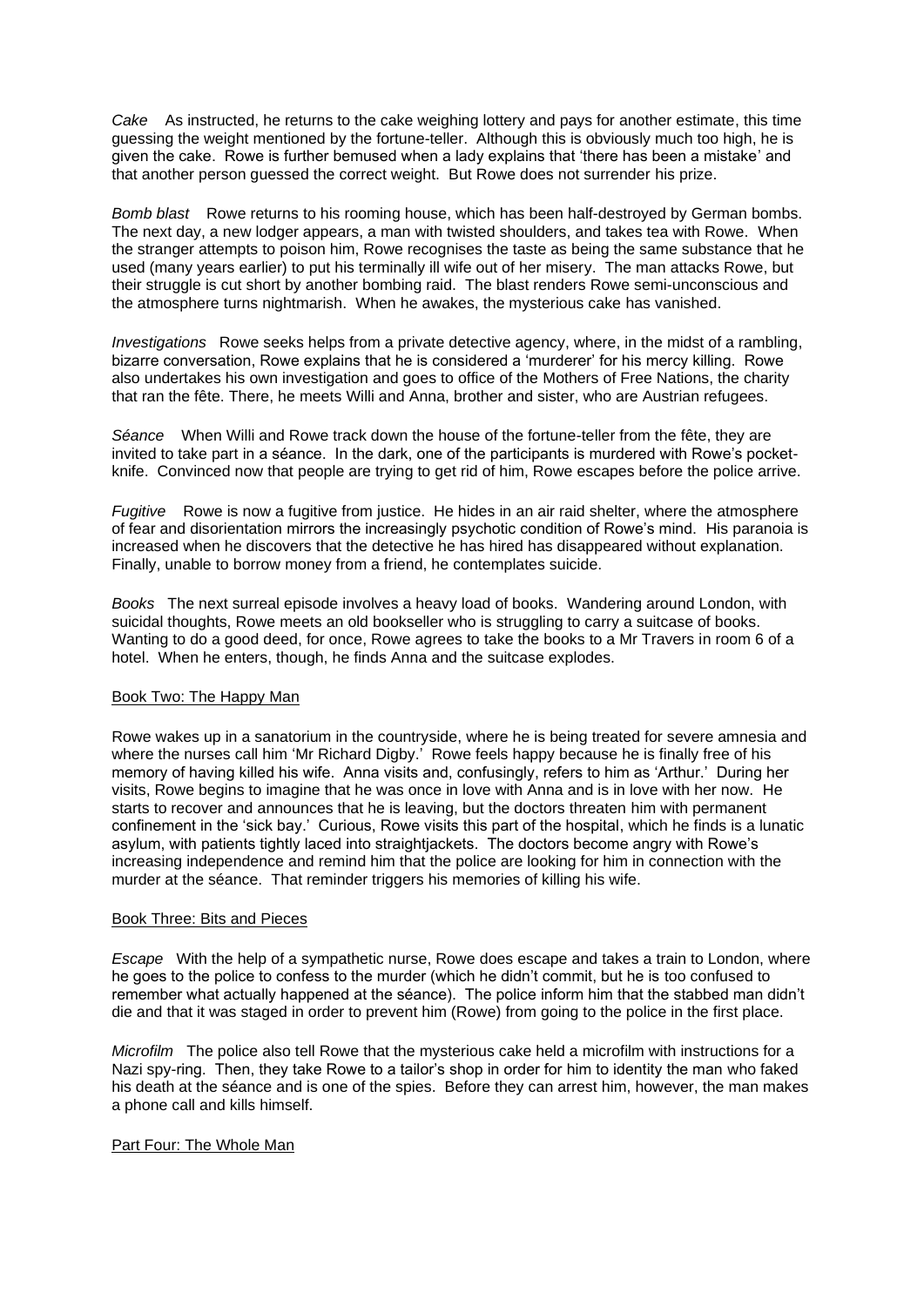*Cake* As instructed, he returns to the cake weighing lottery and pays for another estimate, this time guessing the weight mentioned by the fortune-teller. Although this is obviously much too high, he is given the cake. Rowe is further bemused when a lady explains that 'there has been a mistake' and that another person guessed the correct weight. But Rowe does not surrender his prize.

*Bomb blast* Rowe returns to his rooming house, which has been half-destroyed by German bombs. The next day, a new lodger appears, a man with twisted shoulders, and takes tea with Rowe. When the stranger attempts to poison him, Rowe recognises the taste as being the same substance that he used (many years earlier) to put his terminally ill wife out of her misery. The man attacks Rowe, but their struggle is cut short by another bombing raid. The blast renders Rowe semi-unconscious and the atmosphere turns nightmarish. When he awakes, the mysterious cake has vanished.

*Investigations* Rowe seeks helps from a private detective agency, where, in the midst of a rambling, bizarre conversation, Rowe explains that he is considered a 'murderer' for his mercy killing. Rowe also undertakes his own investigation and goes to office of the Mothers of Free Nations, the charity that ran the fête. There, he meets Willi and Anna, brother and sister, who are Austrian refugees.

*Séance* When Willi and Rowe track down the house of the fortune-teller from the fête, they are invited to take part in a séance. In the dark, one of the participants is murdered with Rowe's pocket-knife. Convinced now that people are trying to get rid of him, Rowe escapes before the police arrive.

*Fugitive* Rowe is now a fugitive from justice. He hides in an air raid shelter, where the atmosphere of fear and disorientation mirrors the increasingly psychotic condition of Rowe's mind. His paranoia is increased when he discovers that the detective he has hired has disappeared without explanation. Finally, unable to borrow money from a friend, he contemplates suicide.

*Books* The next surreal episode involves a heavy load of books. Wandering around London, with suicidal thoughts, Rowe meets an old bookseller who is struggling to carry a suitcase of books. Wanting to do a good deed, for once, Rowe agrees to take the books to a Mr Travers in room 6 of a hotel. When he enters, though, he finds Anna and the suitcase explodes.

## Book Two: The Happy Man

Rowe wakes up in a sanatorium in the countryside, where he is being treated for severe amnesia and where the nurses call him 'Mr Richard Digby.' Rowe feels happy because he is finally free of his memory of having killed his wife. Anna visits and, confusingly, refers to him as 'Arthur.' During her visits, Rowe begins to imagine that he was once in love with Anna and is in love with her now. He starts to recover and announces that he is leaving, but the doctors threaten him with permanent confinement in the 'sick bay.' Curious, Rowe visits this part of the hospital, which he finds is a lunatic asylum, with patients tightly laced into straightjackets. The doctors become angry with Rowe's increasing independence and remind him that the police are looking for him in connection with the murder at the séance. That reminder triggers his memories of killing his wife.

## Book Three: Bits and Pieces

*Escape* With the help of a sympathetic nurse, Rowe does escape and takes a train to London, where he goes to the police to confess to the murder (which he didn't commit, but he is too confused to remember what actually happened at the séance). The police inform him that the stabbed man didn't die and that it was staged in order to prevent him (Rowe) from going to the police in the first place.

*Microfilm* The police also tell Rowe that the mysterious cake held a microfilm with instructions for a Nazi spy-ring. Then, they take Rowe to a tailor's shop in order for him to identity the man who faked his death at the séance and is one of the spies. Before they can arrest him, however, the man makes a phone call and kills himself.

## Part Four: The Whole Man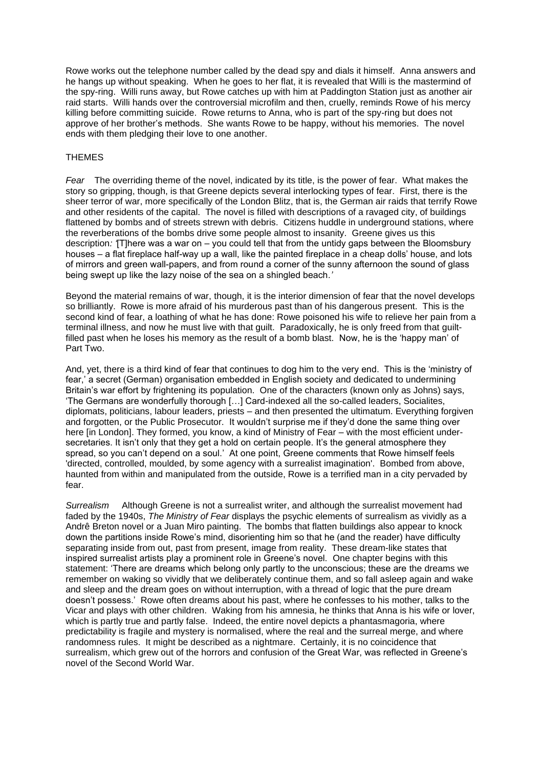Rowe works out the telephone number called by the dead spy and dials it himself. Anna answers and he hangs up without speaking. When he goes to her flat, it is revealed that Willi is the mastermind of the spy-ring. Willi runs away, but Rowe catches up with him at Paddington Station just as another air raid starts. Willi hands over the controversial microfilm and then, cruelly, reminds Rowe of his mercy killing before committing suicide. Rowe returns to Anna, who is part of the spy-ring but does not approve of her brother's methods. She wants Rowe to be happy, without his memories. The novel ends with them pledging their love to one another.

THEMES

*Fear* The overriding theme of the novel, indicated by its title, is the power of fear. What makes the story so gripping, though, is that Greene depicts several interlocking types of fear. First, there is the sheer terror of war, more specifically of the London Blitz, that is, the German air raids that terrify Rowe and other residents of the capital. The novel is filled with descriptions of a ravaged city, of buildings flattened by bombs and of streets strewn with debris. Citizens huddle in underground stations, where the reverberations of the bombs drive some people almost to insanity. Greene gives us this description*: '*[T]here was a war on – you could tell that from the untidy gaps between the Bloomsbury houses – a flat fireplace half-way up a wall, like the painted fireplace in a cheap dolls' house, and lots of mirrors and green wall-papers, and from round a corner of the sunny afternoon the sound of glass being swept up like the lazy noise of the sea on a shingled beach*.'*

Beyond the material remains of war, though, it is the interior dimension of fear that the novel develops so brilliantly. Rowe is more afraid of his murderous past than of his dangerous present. This is the second kind of fear, a loathing of what he has done: Rowe poisoned his wife to relieve her pain from a terminal illness, and now he must live with that guilt. Paradoxically, he is only freed from that guilt-filled past when he loses his memory as the result of a bomb blast. Now, he is the 'happy man' of Part Two.

And, yet, there is a third kind of fear that continues to dog him to the very end. This is the 'ministry of fear,' a secret (German) organisation embedded in English society and dedicated to undermining Britain's war effort by frightening its population. One of the characters (known only as Johns) says, 'The Germans are wonderfully thorough […] Card-indexed all the so-called leaders, Socialites, diplomats, politicians, labour leaders, priests – and then presented the ultimatum. Everything forgiven and forgotten, or the Public Prosecutor. It wouldn't surprise me if they'd done the same thing over here [in London]. They formed, you know, a kind of Ministry of Fear – with the most efficient under-secretaries. It isn't only that they get a hold on certain people. It's the general atmosphere they spread, so you can't depend on a soul.' At one point, Greene comments that Rowe himself feels 'directed, controlled, moulded, by some agency with a surrealist imagination'. Bombed from above, haunted from within and manipulated from the outside, Rowe is a terrified man in a city pervaded by fear.

*Surrealism* Although Greene is not a surrealist writer, and although the surrealist movement had faded by the 1940s, *The Ministry of Fear* displays the psychic elements of surrealism as vividly as a Andrê Breton novel or a Juan Miro painting. The bombs that flatten buildings also appear to knock down the partitions inside Rowe's mind, disorienting him so that he (and the reader) have difficulty separating inside from out, past from present, image from reality. These dream-like states that inspired surrealist artists play a prominent role in Greene's novel. One chapter begins with this statement: 'There are dreams which belong only partly to the unconscious; these are the dreams we remember on waking so vividly that we deliberately continue them, and so fall asleep again and wake and sleep and the dream goes on without interruption, with a thread of logic that the pure dream doesn't possess.' Rowe often dreams about his past, where he confesses to his mother, talks to the Vicar and plays with other children. Waking from his amnesia, he thinks that Anna is his wife or lover, which is partly true and partly false. Indeed, the entire novel depicts a phantasmagoria, where predictability is fragile and mystery is normalised, where the real and the surreal merge, and where randomness rules. It might be described as a nightmare. Certainly, it is no coincidence that surrealism, which grew out of the horrors and confusion of the Great War, was reflected in Greene's novel of the Second World War.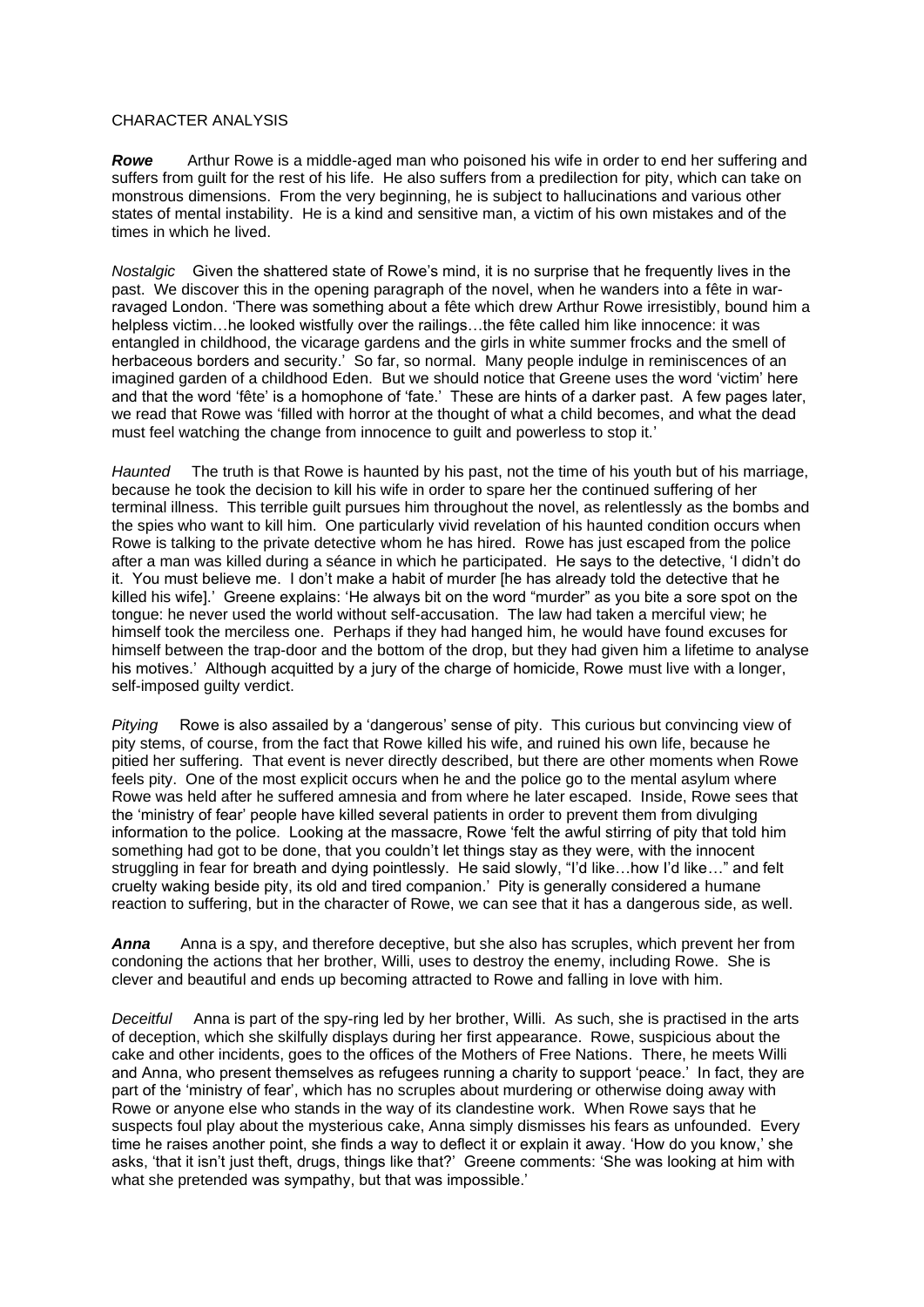CHARACTER ANALYSIS

***Rowe*** Arthur Rowe is a middle-aged man who poisoned his wife in order to end her suffering and suffers from guilt for the rest of his life. He also suffers from a predilection for pity, which can take on monstrous dimensions. From the very beginning, he is subject to hallucinations and various other states of mental instability. He is a kind and sensitive man, a victim of his own mistakes and of the times in which he lived.

*Nostalgic* Given the shattered state of Rowe's mind, it is no surprise that he frequently lives in the past. We discover this in the opening paragraph of the novel, when he wanders into a fête in war-ravaged London. 'There was something about a fête which drew Arthur Rowe irresistibly, bound him a helpless victim…he looked wistfully over the railings…the fête called him like innocence: it was entangled in childhood, the vicarage gardens and the girls in white summer frocks and the smell of herbaceous borders and security.' So far, so normal. Many people indulge in reminiscences of an imagined garden of a childhood Eden. But we should notice that Greene uses the word 'victim' here and that the word 'fête' is a homophone of 'fate.' These are hints of a darker past. A few pages later, we read that Rowe was 'filled with horror at the thought of what a child becomes, and what the dead must feel watching the change from innocence to guilt and powerless to stop it.'

*Haunted* The truth is that Rowe is haunted by his past, not the time of his youth but of his marriage, because he took the decision to kill his wife in order to spare her the continued suffering of her terminal illness. This terrible guilt pursues him throughout the novel, as relentlessly as the bombs and the spies who want to kill him. One particularly vivid revelation of his haunted condition occurs when Rowe is talking to the private detective whom he has hired. Rowe has just escaped from the police after a man was killed during a séance in which he participated. He says to the detective, 'I didn't do it. You must believe me. I don't make a habit of murder [he has already told the detective that he killed his wife].' Greene explains: 'He always bit on the word "murder" as you bite a sore spot on the tongue: he never used the world without self-accusation. The law had taken a merciful view; he himself took the merciless one. Perhaps if they had hanged him, he would have found excuses for himself between the trap-door and the bottom of the drop, but they had given him a lifetime to analyse his motives.' Although acquitted by a jury of the charge of homicide, Rowe must live with a longer, self-imposed guilty verdict.

*Pitying* Rowe is also assailed by a 'dangerous' sense of pity. This curious but convincing view of pity stems, of course, from the fact that Rowe killed his wife, and ruined his own life, because he pitied her suffering. That event is never directly described, but there are other moments when Rowe feels pity. One of the most explicit occurs when he and the police go to the mental asylum where Rowe was held after he suffered amnesia and from where he later escaped. Inside, Rowe sees that the 'ministry of fear' people have killed several patients in order to prevent them from divulging information to the police. Looking at the massacre, Rowe 'felt the awful stirring of pity that told him something had got to be done, that you couldn't let things stay as they were, with the innocent struggling in fear for breath and dying pointlessly. He said slowly, "I'd like…how I'd like…" and felt cruelty waking beside pity, its old and tired companion.' Pity is generally considered a humane reaction to suffering, but in the character of Rowe, we can see that it has a dangerous side, as well.

***Anna*** Anna is a spy, and therefore deceptive, but she also has scruples, which prevent her from condoning the actions that her brother, Willi, uses to destroy the enemy, including Rowe. She is clever and beautiful and ends up becoming attracted to Rowe and falling in love with him.

*Deceitful* Anna is part of the spy-ring led by her brother, Willi. As such, she is practised in the arts of deception, which she skilfully displays during her first appearance. Rowe, suspicious about the cake and other incidents, goes to the offices of the Mothers of Free Nations. There, he meets Willi and Anna, who present themselves as refugees running a charity to support 'peace.' In fact, they are part of the 'ministry of fear', which has no scruples about murdering or otherwise doing away with Rowe or anyone else who stands in the way of its clandestine work. When Rowe says that he suspects foul play about the mysterious cake, Anna simply dismisses his fears as unfounded. Every time he raises another point, she finds a way to deflect it or explain it away. 'How do you know,' she asks, 'that it isn't just theft, drugs, things like that?' Greene comments: 'She was looking at him with what she pretended was sympathy, but that was impossible.'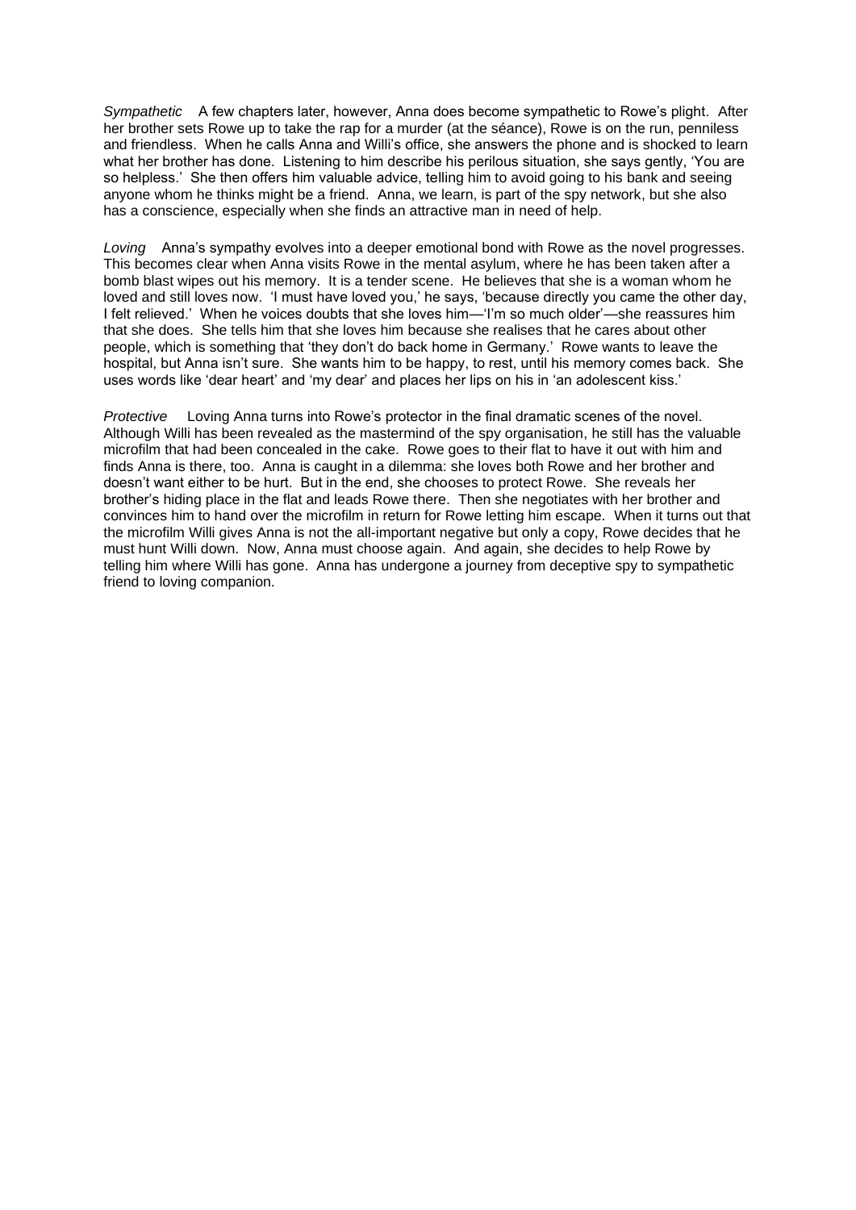*Sympathetic* A few chapters later, however, Anna does become sympathetic to Rowe's plight. After her brother sets Rowe up to take the rap for a murder (at the séance), Rowe is on the run, penniless and friendless. When he calls Anna and Willi's office, she answers the phone and is shocked to learn what her brother has done. Listening to him describe his perilous situation, she says gently, 'You are so helpless.' She then offers him valuable advice, telling him to avoid going to his bank and seeing anyone whom he thinks might be a friend. Anna, we learn, is part of the spy network, but she also has a conscience, especially when she finds an attractive man in need of help.

*Loving* Anna's sympathy evolves into a deeper emotional bond with Rowe as the novel progresses. This becomes clear when Anna visits Rowe in the mental asylum, where he has been taken after a bomb blast wipes out his memory. It is a tender scene. He believes that she is a woman whom he loved and still loves now. 'I must have loved you,' he says, 'because directly you came the other day, I felt relieved.' When he voices doubts that she loves him—'I'm so much older'—she reassures him that she does. She tells him that she loves him because she realises that he cares about other people, which is something that 'they don't do back home in Germany.' Rowe wants to leave the hospital, but Anna isn't sure. She wants him to be happy, to rest, until his memory comes back. She uses words like 'dear heart' and 'my dear' and places her lips on his in 'an adolescent kiss.'

*Protective* Loving Anna turns into Rowe's protector in the final dramatic scenes of the novel. Although Willi has been revealed as the mastermind of the spy organisation, he still has the valuable microfilm that had been concealed in the cake. Rowe goes to their flat to have it out with him and finds Anna is there, too. Anna is caught in a dilemma: she loves both Rowe and her brother and doesn't want either to be hurt. But in the end, she chooses to protect Rowe. She reveals her brother's hiding place in the flat and leads Rowe there. Then she negotiates with her brother and convinces him to hand over the microfilm in return for Rowe letting him escape. When it turns out that the microfilm Willi gives Anna is not the all-important negative but only a copy, Rowe decides that he must hunt Willi down. Now, Anna must choose again. And again, she decides to help Rowe by telling him where Willi has gone. Anna has undergone a journey from deceptive spy to sympathetic friend to loving companion.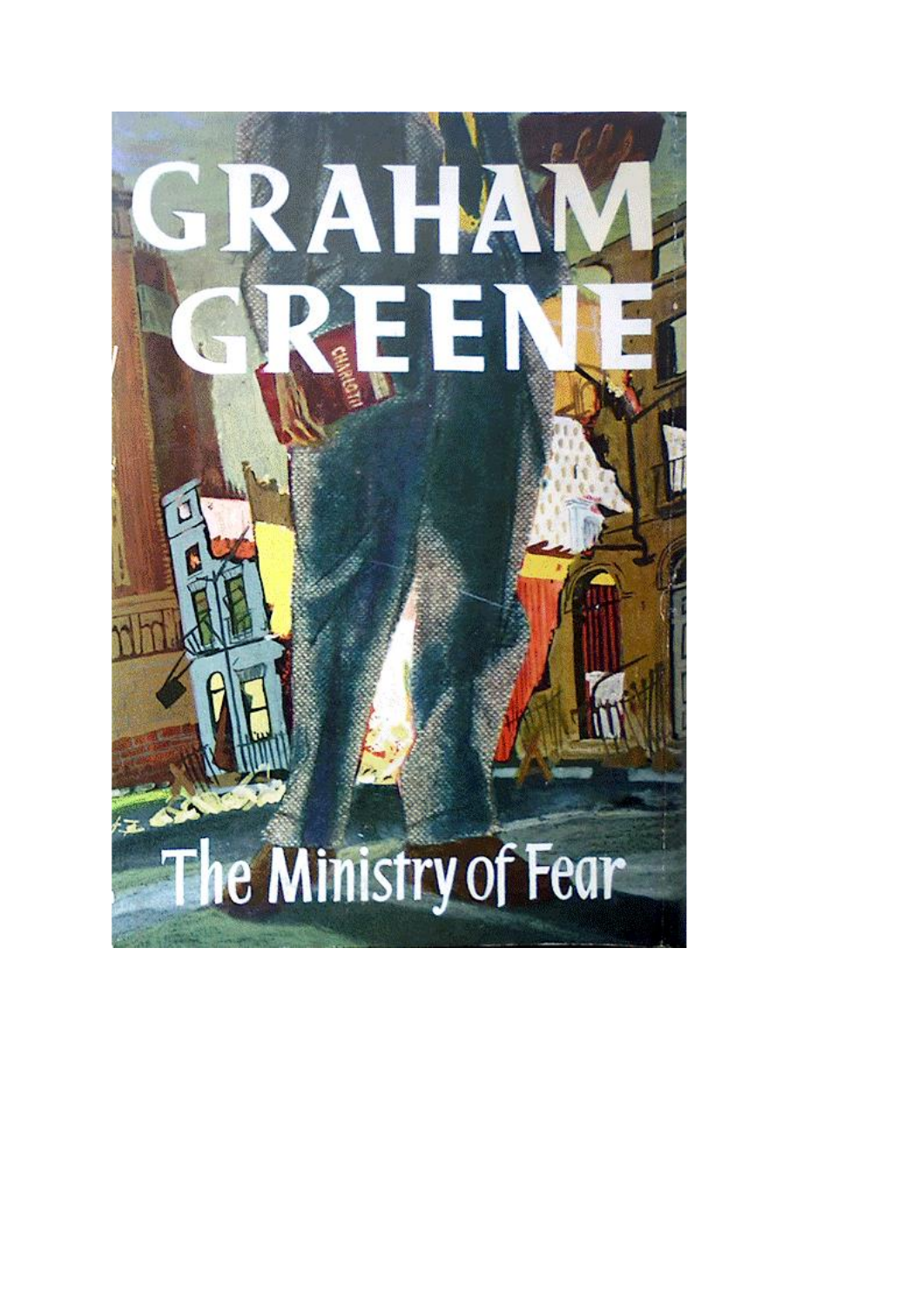GRAHAM GREENE

The Ministry of Fear